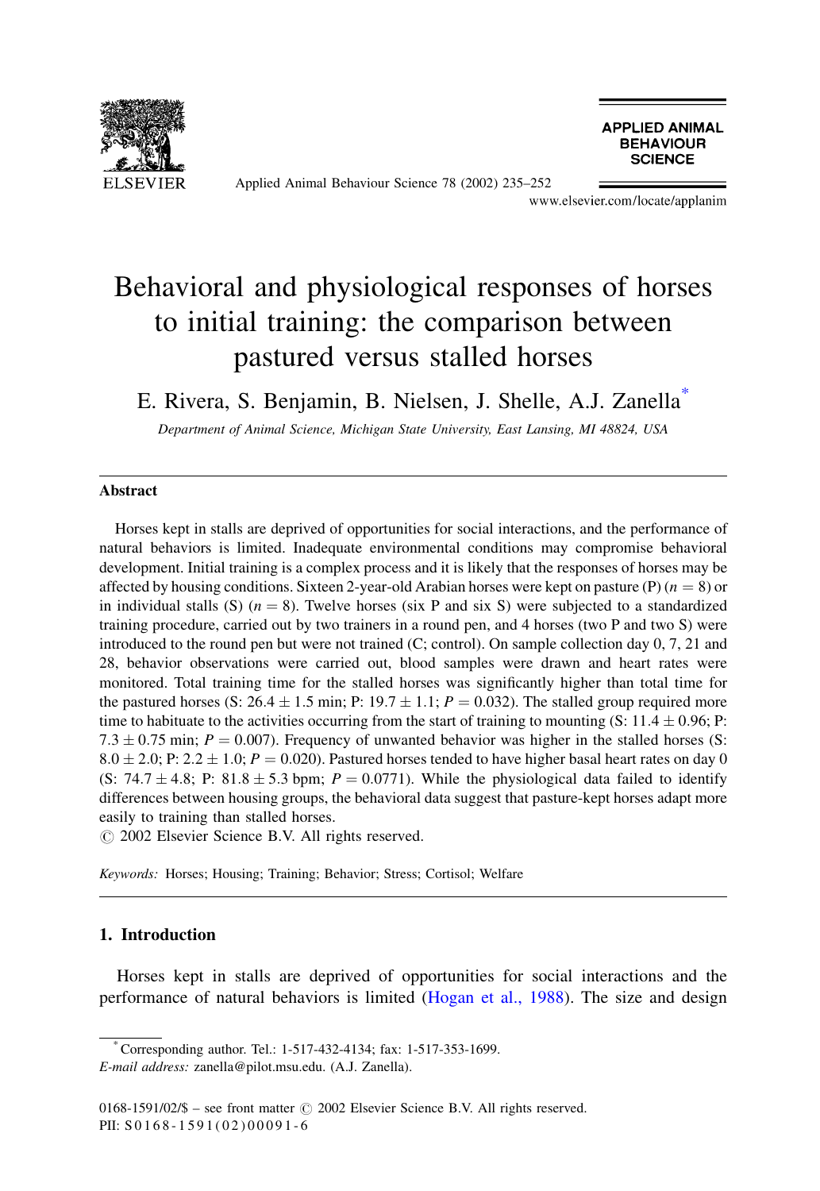# Behavioral and physiological responses of horses to initial training: the comparison between pastured versus stalled horses

E. Rivera, S. Benjamin, B. Nielsen, J. Shelle, A.J. Zanella*

*Department of Animal Science, Michigan State University, East Lansing, MI 48824, USA*

## Abstract

Horses kept in stalls are deprived of opportunities for social interactions, and the performance of natural behaviors is limited. Inadequate environmental conditions may compromise behavioral development. Initial training is a complex process and it is likely that the responses of horses may be affected by housing conditions. Sixteen 2-year-old Arabian horses were kept on pasture (P) ($n = 8$) or in individual stalls (S) ($n = 8$). Twelve horses (six P and six S) were subjected to a standardized training procedure, carried out by two trainers in a round pen, and 4 horses (two P and two S) were introduced to the round pen but were not trained (C; control). On sample collection day 0, 7, 21 and 28, behavior observations were carried out, blood samples were drawn and heart rates were monitored. Total training time for the stalled horses was significantly higher than total time for the pastured horses (S: $26.4 \pm 1.5$ min; P: $19.7 \pm 1.1$; $P = 0.032$). The stalled group required more time to habituate to the activities occurring from the start of training to mounting (S: $11.4 \pm 0.96$; P: $7.3 \pm 0.75$ min; $P = 0.007$). Frequency of unwanted behavior was higher in the stalled horses (S: $8.0 \pm 2.0$; P: $2.2 \pm 1.0$; $P = 0.020$). Pastured horses tended to have higher basal heart rates on day 0 (S: $74.7 \pm 4.8$; P: $81.8 \pm 5.3$ bpm; $P = 0.0771$). While the physiological data failed to identify differences between housing groups, the behavioral data suggest that pasture-kept horses adapt more easily to training than stalled horses.

© 2002 Elsevier Science B.V. All rights reserved.

*Keywords:* Horses; Housing; Training; Behavior; Stress; Cortisol; Welfare

## 1. Introduction

Horses kept in stalls are deprived of opportunities for social interactions and the performance of natural behaviors is limited (Hogan et al., 1988). The size and design

---

* Corresponding author. Tel.: 1-517-432-4134; fax: 1-517-353-1699.
*E-mail address:* zanella@pilot.msu.edu. (A.J. Zanella).

0168-1591/02/$ – see front matter © 2002 Elsevier Science B.V. All rights reserved.
PII: S0168-1591(02)00091-6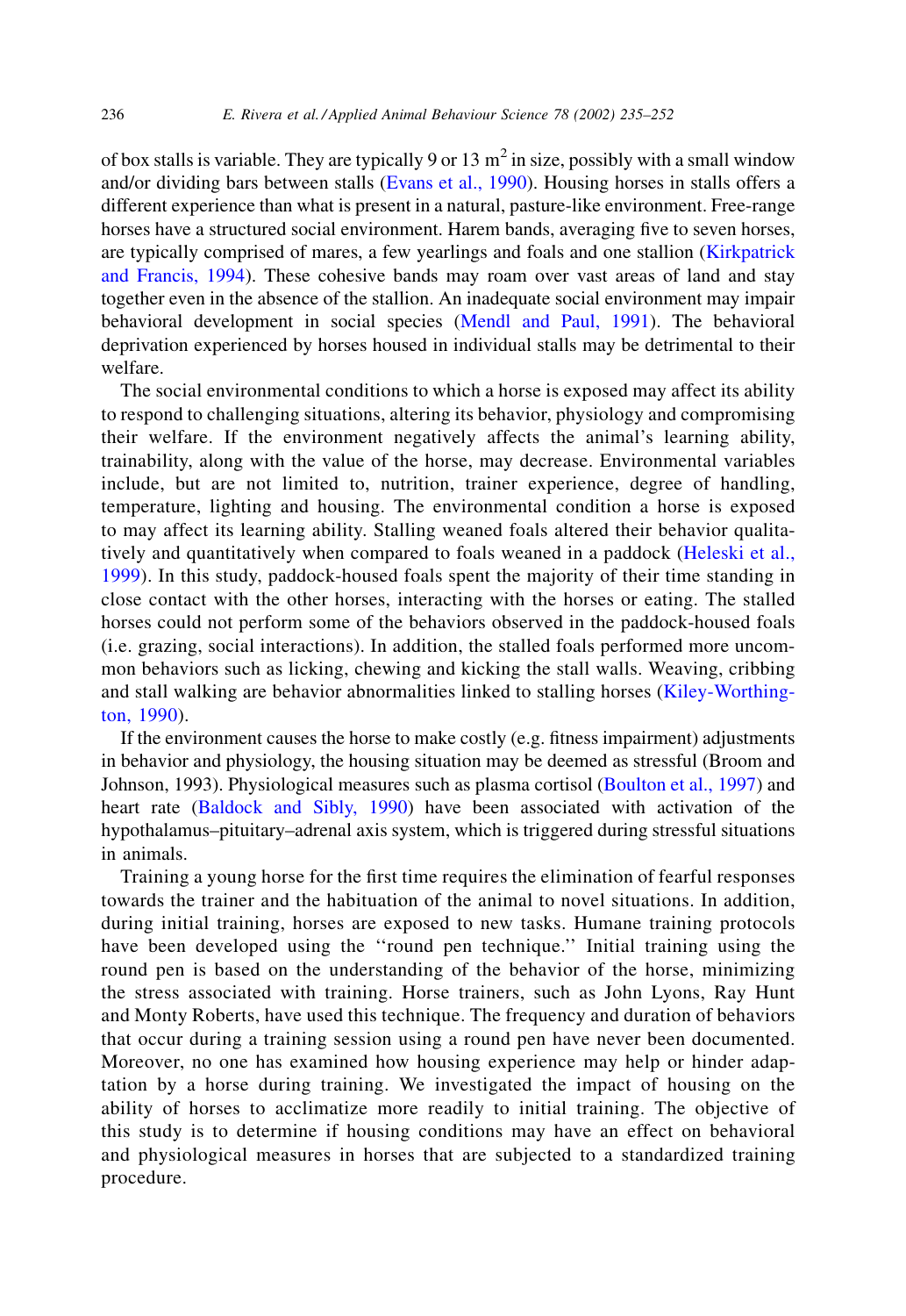of box stalls is variable. They are typically 9 or 13 $m^2$ in size, possibly with a small window and/or dividing bars between stalls (Evans et al., 1990). Housing horses in stalls offers a different experience than what is present in a natural, pasture-like environment. Free-range horses have a structured social environment. Harem bands, averaging five to seven horses, are typically comprised of mares, a few yearlings and foals and one stallion (Kirkpatrick and Francis, 1994). These cohesive bands may roam over vast areas of land and stay together even in the absence of the stallion. An inadequate social environment may impair behavioral development in social species (Mendl and Paul, 1991). The behavioral deprivation experienced by horses housed in individual stalls may be detrimental to their welfare.

The social environmental conditions to which a horse is exposed may affect its ability to respond to challenging situations, altering its behavior, physiology and compromising their welfare. If the environment negatively affects the animal's learning ability, trainability, along with the value of the horse, may decrease. Environmental variables include, but are not limited to, nutrition, trainer experience, degree of handling, temperature, lighting and housing. The environmental condition a horse is exposed to may affect its learning ability. Stalling weaned foals altered their behavior qualitatively and quantitatively when compared to foals weaned in a paddock (Heleski et al., 1999). In this study, paddock-housed foals spent the majority of their time standing in close contact with the other horses, interacting with the horses or eating. The stalled horses could not perform some of the behaviors observed in the paddock-housed foals (i.e. grazing, social interactions). In addition, the stalled foals performed more uncommon behaviors such as licking, chewing and kicking the stall walls. Weaving, cribbing and stall walking are behavior abnormalities linked to stalling horses (Kiley-Worthington, 1990).

If the environment causes the horse to make costly (e.g. fitness impairment) adjustments in behavior and physiology, the housing situation may be deemed as stressful (Broom and Johnson, 1993). Physiological measures such as plasma cortisol (Boulton et al., 1997) and heart rate (Baldock and Sibly, 1990) have been associated with activation of the hypothalamus–pituitary–adrenal axis system, which is triggered during stressful situations in animals.

Training a young horse for the first time requires the elimination of fearful responses towards the trainer and the habituation of the animal to novel situations. In addition, during initial training, horses are exposed to new tasks. Humane training protocols have been developed using the ''round pen technique.'' Initial training using the round pen is based on the understanding of the behavior of the horse, minimizing the stress associated with training. Horse trainers, such as John Lyons, Ray Hunt and Monty Roberts, have used this technique. The frequency and duration of behaviors that occur during a training session using a round pen have never been documented. Moreover, no one has examined how housing experience may help or hinder adaptation by a horse during training. We investigated the impact of housing on the ability of horses to acclimatize more readily to initial training. The objective of this study is to determine if housing conditions may have an effect on behavioral and physiological measures in horses that are subjected to a standardized training procedure.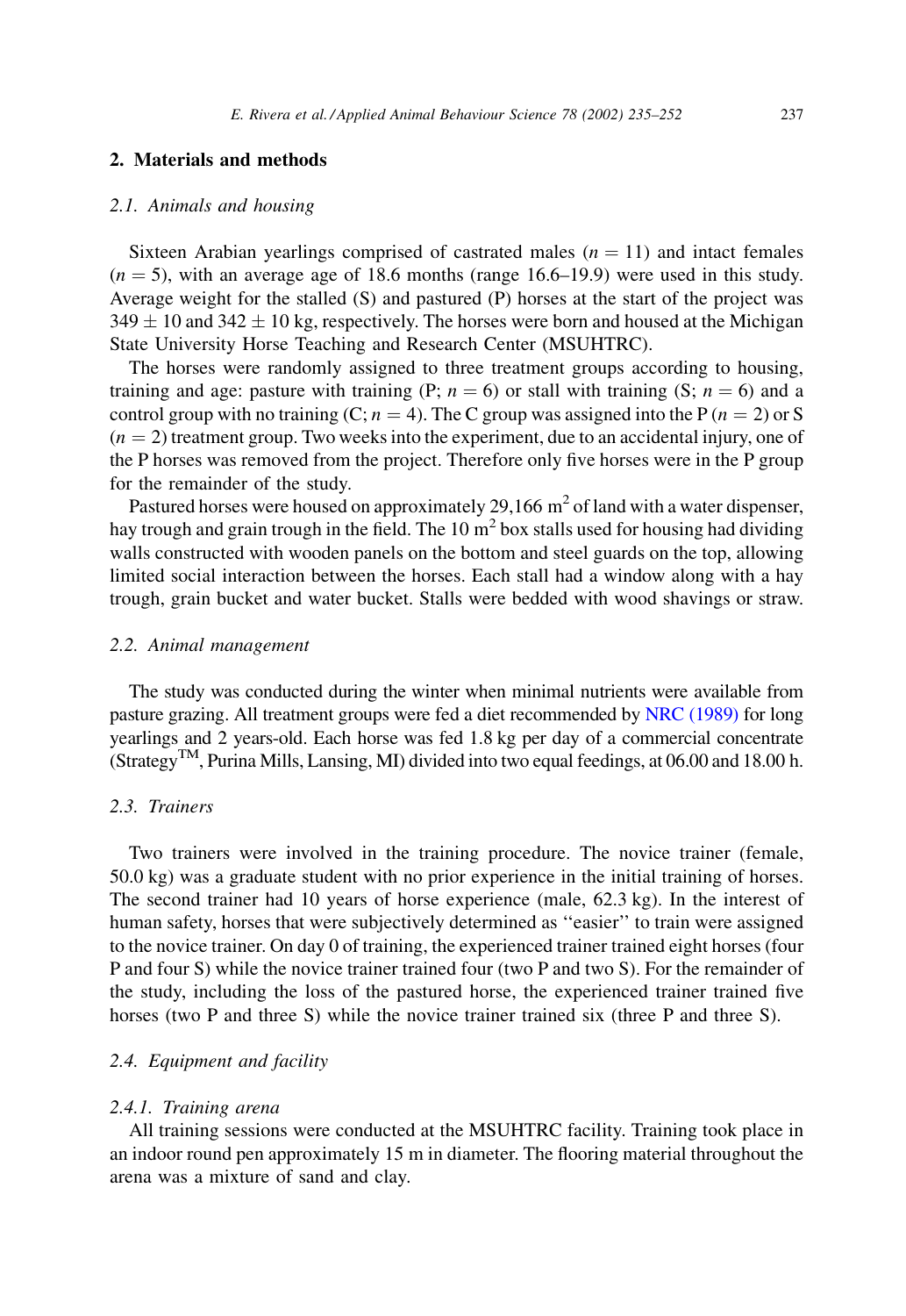## 2. Materials and methods

### 2.1. Animals and housing

Sixteen Arabian yearlings comprised of castrated males ($n = 11$) and intact females ($n = 5$), with an average age of 18.6 months (range 16.6–19.9) were used in this study. Average weight for the stalled (S) and pastured (P) horses at the start of the project was $349 \pm 10$ and $342 \pm 10$ kg, respectively. The horses were born and housed at the Michigan State University Horse Teaching and Research Center (MSUHTRC).

The horses were randomly assigned to three treatment groups according to housing, training and age: pasture with training (P; $n = 6$) or stall with training (S; $n = 6$) and a control group with no training (C; $n = 4$). The C group was assigned into the P ($n = 2$) or S ($n = 2$) treatment group. Two weeks into the experiment, due to an accidental injury, one of the P horses was removed from the project. Therefore only five horses were in the P group for the remainder of the study.

Pastured horses were housed on approximately 29,166 $m^2$ of land with a water dispenser, hay trough and grain trough in the field. The 10 $m^2$ box stalls used for housing had dividing walls constructed with wooden panels on the bottom and steel guards on the top, allowing limited social interaction between the horses. Each stall had a window along with a hay trough, grain bucket and water bucket. Stalls were bedded with wood shavings or straw.

### 2.2. Animal management

The study was conducted during the winter when minimal nutrients were available from pasture grazing. All treatment groups were fed a diet recommended by NRC (1989) for long yearlings and 2 years-old. Each horse was fed 1.8 kg per day of a commercial concentrate (Strategy™, Purina Mills, Lansing, MI) divided into two equal feedings, at 06.00 and 18.00 h.

### 2.3. Trainers

Two trainers were involved in the training procedure. The novice trainer (female, 50.0 kg) was a graduate student with no prior experience in the initial training of horses. The second trainer had 10 years of horse experience (male, 62.3 kg). In the interest of human safety, horses that were subjectively determined as "easier" to train were assigned to the novice trainer. On day 0 of training, the experienced trainer trained eight horses (four P and four S) while the novice trainer trained four (two P and two S). For the remainder of the study, including the loss of the pastured horse, the experienced trainer trained five horses (two P and three S) while the novice trainer trained six (three P and three S).

### 2.4. Equipment and facility

#### 2.4.1. Training arena

All training sessions were conducted at the MSUHTRC facility. Training took place in an indoor round pen approximately 15 m in diameter. The flooring material throughout the arena was a mixture of sand and clay.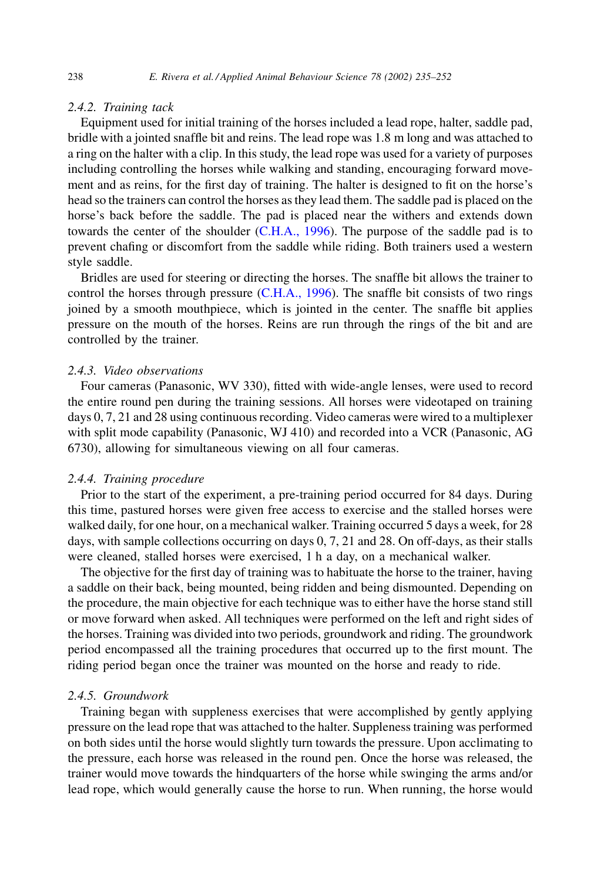#### 2.4.2. Training tack

Equipment used for initial training of the horses included a lead rope, halter, saddle pad, bridle with a jointed snaffle bit and reins. The lead rope was 1.8 m long and was attached to a ring on the halter with a clip. In this study, the lead rope was used for a variety of purposes including controlling the horses while walking and standing, encouraging forward movement and as reins, for the first day of training. The halter is designed to fit on the horse's head so the trainers can control the horses as they lead them. The saddle pad is placed on the horse's back before the saddle. The pad is placed near the withers and extends down towards the center of the shoulder (C.H.A., 1996). The purpose of the saddle pad is to prevent chafing or discomfort from the saddle while riding. Both trainers used a western style saddle.

Bridles are used for steering or directing the horses. The snaffle bit allows the trainer to control the horses through pressure (C.H.A., 1996). The snaffle bit consists of two rings joined by a smooth mouthpiece, which is jointed in the center. The snaffle bit applies pressure on the mouth of the horses. Reins are run through the rings of the bit and are controlled by the trainer.

#### 2.4.3. Video observations

Four cameras (Panasonic, WV 330), fitted with wide-angle lenses, were used to record the entire round pen during the training sessions. All horses were videotaped on training days 0, 7, 21 and 28 using continuous recording. Video cameras were wired to a multiplexer with split mode capability (Panasonic, WJ 410) and recorded into a VCR (Panasonic, AG 6730), allowing for simultaneous viewing on all four cameras.

#### 2.4.4. Training procedure

Prior to the start of the experiment, a pre-training period occurred for 84 days. During this time, pastured horses were given free access to exercise and the stalled horses were walked daily, for one hour, on a mechanical walker. Training occurred 5 days a week, for 28 days, with sample collections occurring on days 0, 7, 21 and 28. On off-days, as their stalls were cleaned, stalled horses were exercised, 1 h a day, on a mechanical walker.

The objective for the first day of training was to habituate the horse to the trainer, having a saddle on their back, being mounted, being ridden and being dismounted. Depending on the procedure, the main objective for each technique was to either have the horse stand still or move forward when asked. All techniques were performed on the left and right sides of the horses. Training was divided into two periods, groundwork and riding. The groundwork period encompassed all the training procedures that occurred up to the first mount. The riding period began once the trainer was mounted on the horse and ready to ride.

#### 2.4.5. Groundwork

Training began with suppleness exercises that were accomplished by gently applying pressure on the lead rope that was attached to the halter. Suppleness training was performed on both sides until the horse would slightly turn towards the pressure. Upon acclimating to the pressure, each horse was released in the round pen. Once the horse was released, the trainer would move towards the hindquarters of the horse while swinging the arms and/or lead rope, which would generally cause the horse to run. When running, the horse would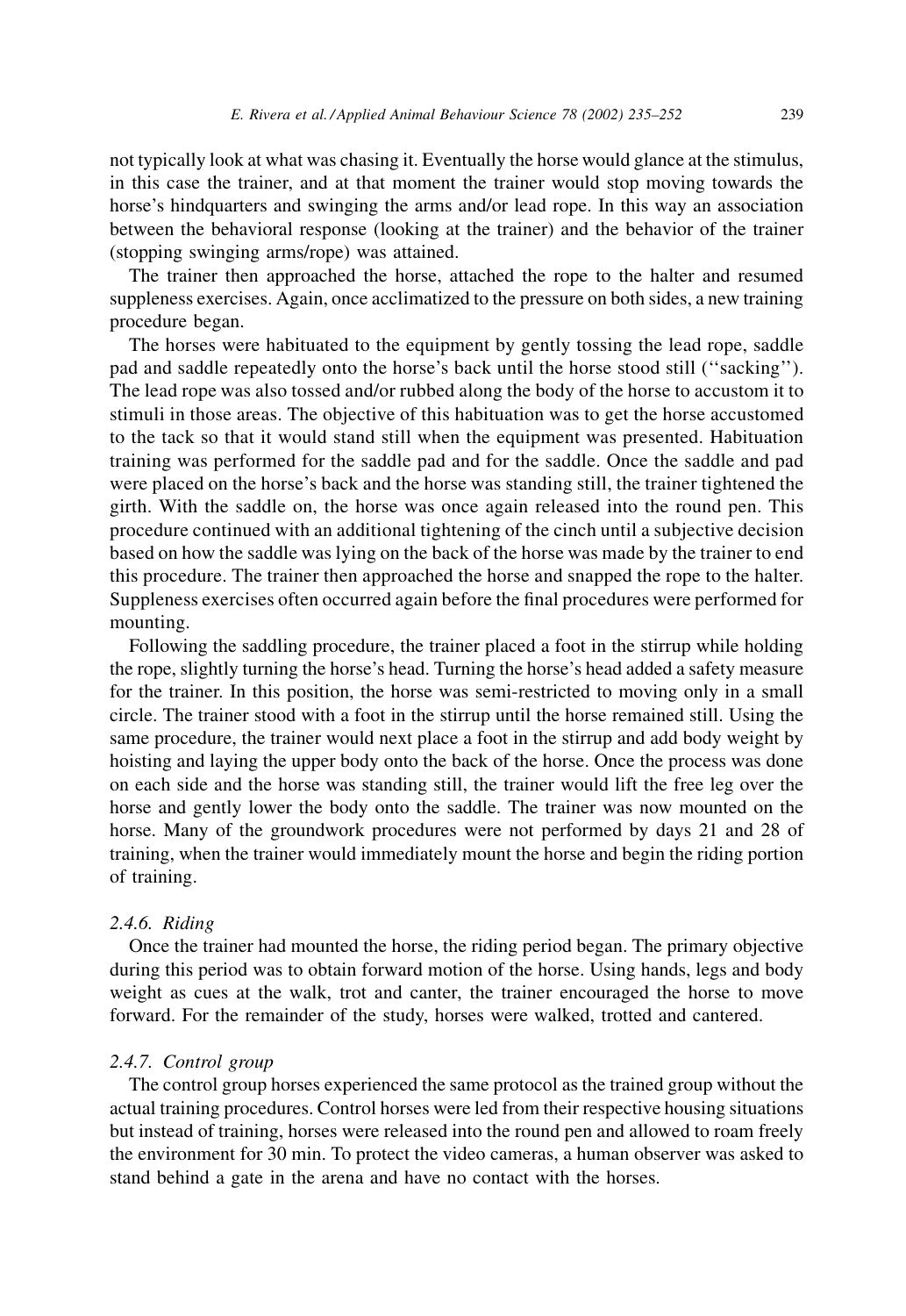not typically look at what was chasing it. Eventually the horse would glance at the stimulus, in this case the trainer, and at that moment the trainer would stop moving towards the horse's hindquarters and swinging the arms and/or lead rope. In this way an association between the behavioral response (looking at the trainer) and the behavior of the trainer (stopping swinging arms/rope) was attained.

The trainer then approached the horse, attached the rope to the halter and resumed suppleness exercises. Again, once acclimatized to the pressure on both sides, a new training procedure began.

The horses were habituated to the equipment by gently tossing the lead rope, saddle pad and saddle repeatedly onto the horse's back until the horse stood still (''sacking''). The lead rope was also tossed and/or rubbed along the body of the horse to accustom it to stimuli in those areas. The objective of this habituation was to get the horse accustomed to the tack so that it would stand still when the equipment was presented. Habituation training was performed for the saddle pad and for the saddle. Once the saddle and pad were placed on the horse's back and the horse was standing still, the trainer tightened the girth. With the saddle on, the horse was once again released into the round pen. This procedure continued with an additional tightening of the cinch until a subjective decision based on how the saddle was lying on the back of the horse was made by the trainer to end this procedure. The trainer then approached the horse and snapped the rope to the halter. Suppleness exercises often occurred again before the final procedures were performed for mounting.

Following the saddling procedure, the trainer placed a foot in the stirrup while holding the rope, slightly turning the horse's head. Turning the horse's head added a safety measure for the trainer. In this position, the horse was semi-restricted to moving only in a small circle. The trainer stood with a foot in the stirrup until the horse remained still. Using the same procedure, the trainer would next place a foot in the stirrup and add body weight by hoisting and laying the upper body onto the back of the horse. Once the process was done on each side and the horse was standing still, the trainer would lift the free leg over the horse and gently lower the body onto the saddle. The trainer was now mounted on the horse. Many of the groundwork procedures were not performed by days 21 and 28 of training, when the trainer would immediately mount the horse and begin the riding portion of training.

#### 2.4.6. Riding

Once the trainer had mounted the horse, the riding period began. The primary objective during this period was to obtain forward motion of the horse. Using hands, legs and body weight as cues at the walk, trot and canter, the trainer encouraged the horse to move forward. For the remainder of the study, horses were walked, trotted and cantered.

#### 2.4.7. Control group

The control group horses experienced the same protocol as the trained group without the actual training procedures. Control horses were led from their respective housing situations but instead of training, horses were released into the round pen and allowed to roam freely the environment for 30 min. To protect the video cameras, a human observer was asked to stand behind a gate in the arena and have no contact with the horses.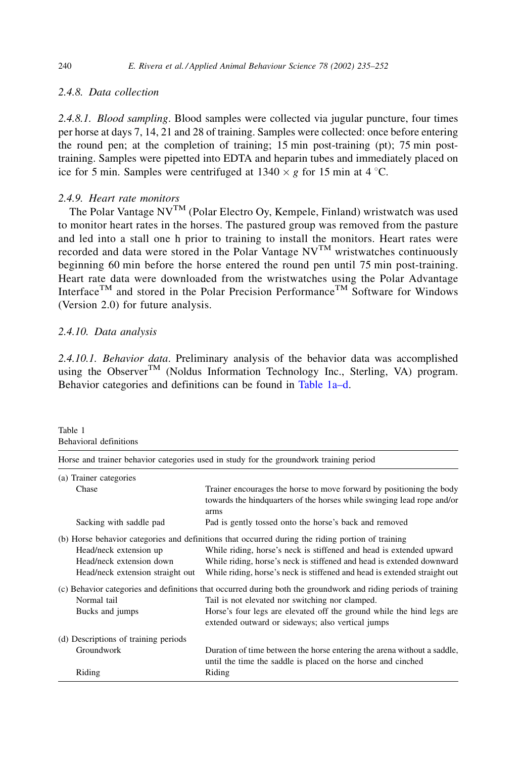### 2.4.8. Data collection

*2.4.8.1. Blood sampling*. Blood samples were collected via jugular puncture, four times per horse at days 7, 14, 21 and 28 of training. Samples were collected: once before entering the round pen; at the completion of training; 15 min post-training (pt); 75 min post-training. Samples were pipetted into EDTA and heparin tubes and immediately placed on ice for 5 min. Samples were centrifuged at $1340 \times g$ for 15 min at 4 °C.

### 2.4.9. Heart rate monitors

The Polar Vantage NV$^{TM}$ (Polar Electro Oy, Kempele, Finland) wristwatch was used to monitor heart rates in the horses. The pastured group was removed from the pasture and led into a stall one h prior to training to install the monitors. Heart rates were recorded and data were stored in the Polar Vantage NV$^{TM}$ wristwatches continuously beginning 60 min before the horse entered the round pen until 75 min post-training. Heart rate data were downloaded from the wristwatches using the Polar Advantage Interface$^{TM}$ and stored in the Polar Precision Performance$^{TM}$ Software for Windows (Version 2.0) for future analysis.

### 2.4.10. Data analysis

*2.4.10.1. Behavior data*. Preliminary analysis of the behavior data was accomplished using the Observer$^{TM}$ (Noldus Information Technology Inc., Sterling, VA) program. Behavior categories and definitions can be found in Table 1a–d.

Table 1
Behavioral definitions

| Horse and trainer behavior categories used in study for the groundwork training period | |
|---|---|
| (a) Trainer categories | |
| Chase | Trainer encourages the horse to move forward by positioning the body towards the hindquarters of the horses while swinging lead rope and/or arms |
| Sacking with saddle pad | Pad is gently tossed onto the horse's back and removed |
| (b) Horse behavior categories and definitions that occurred during the riding portion of training | |
| Head/neck extension up | While riding, horse's neck is stiffened and head is extended upward |
| Head/neck extension down | While riding, horse's neck is stiffened and head is extended downward |
| Head/neck extension straight out | While riding, horse's neck is stiffened and head is extended straight out |
| (c) Behavior categories and definitions that occurred during both the groundwork and riding periods of training | |
| Normal tail | Tail is not elevated nor switching nor clamped. |
| Bucks and jumps | Horse's four legs are elevated off the ground while the hind legs are extended outward or sideways; also vertical jumps |
| (d) Descriptions of training periods | |
| Groundwork | Duration of time between the horse entering the arena without a saddle, until the time the saddle is placed on the horse and cinched |
| Riding | Riding |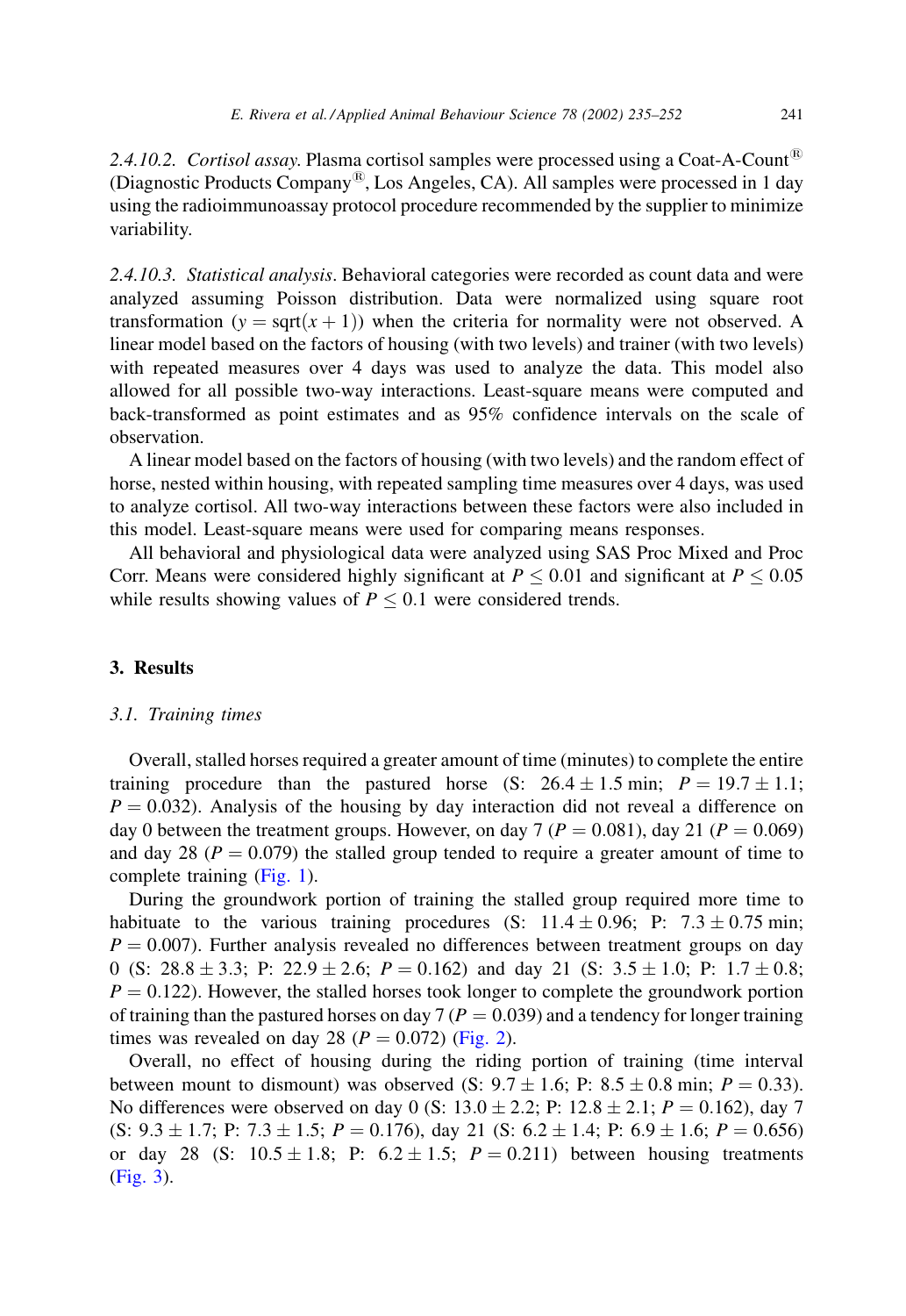2.4.10.2. *Cortisol assay*. Plasma cortisol samples were processed using a Coat-A-Count® (Diagnostic Products Company®, Los Angeles, CA). All samples were processed in 1 day using the radioimmunoassay protocol procedure recommended by the supplier to minimize variability.

2.4.10.3. *Statistical analysis*. Behavioral categories were recorded as count data and were analyzed assuming Poisson distribution. Data were normalized using square root transformation ($y = \text{sqrt}(x + 1)$) when the criteria for normality were not observed. A linear model based on the factors of housing (with two levels) and trainer (with two levels) with repeated measures over 4 days was used to analyze the data. This model also allowed for all possible two-way interactions. Least-square means were computed and back-transformed as point estimates and as 95% confidence intervals on the scale of observation.

A linear model based on the factors of housing (with two levels) and the random effect of horse, nested within housing, with repeated sampling time measures over 4 days, was used to analyze cortisol. All two-way interactions between these factors were also included in this model. Least-square means were used for comparing means responses.

All behavioral and physiological data were analyzed using SAS Proc Mixed and Proc Corr. Means were considered highly significant at $P \leq 0.01$ and significant at $P \leq 0.05$ while results showing values of $P \leq 0.1$ were considered trends.

## 3. Results

### 3.1. Training times

Overall, stalled horses required a greater amount of time (minutes) to complete the entire training procedure than the pastured horse (S: $26.4 \pm 1.5$ min; $P = 19.7 \pm 1.1$; $P = 0.032$). Analysis of the housing by day interaction did not reveal a difference on day 0 between the treatment groups. However, on day 7 ($P = 0.081$), day 21 ($P = 0.069$) and day 28 ($P = 0.079$) the stalled group tended to require a greater amount of time to complete training (Fig. 1).

During the groundwork portion of training the stalled group required more time to habituate to the various training procedures (S: $11.4 \pm 0.96$; P: $7.3 \pm 0.75$ min; $P = 0.007$). Further analysis revealed no differences between treatment groups on day 0 (S: $28.8 \pm 3.3$; P: $22.9 \pm 2.6$; $P = 0.162$) and day 21 (S: $3.5 \pm 1.0$; P: $1.7 \pm 0.8$; $P = 0.122$). However, the stalled horses took longer to complete the groundwork portion of training than the pastured horses on day 7 ($P = 0.039$) and a tendency for longer training times was revealed on day 28 ($P = 0.072$) (Fig. 2).

Overall, no effect of housing during the riding portion of training (time interval between mount to dismount) was observed (S: $9.7 \pm 1.6$; P: $8.5 \pm 0.8$ min; $P = 0.33$). No differences were observed on day 0 (S: $13.0 \pm 2.2$; P: $12.8 \pm 2.1$; $P = 0.162$), day 7 (S: $9.3 \pm 1.7$; P: $7.3 \pm 1.5$; $P = 0.176$), day 21 (S: $6.2 \pm 1.4$; P: $6.9 \pm 1.6$; $P = 0.656$) or day 28 (S: $10.5 \pm 1.8$; P: $6.2 \pm 1.5$; $P = 0.211$) between housing treatments (Fig. 3).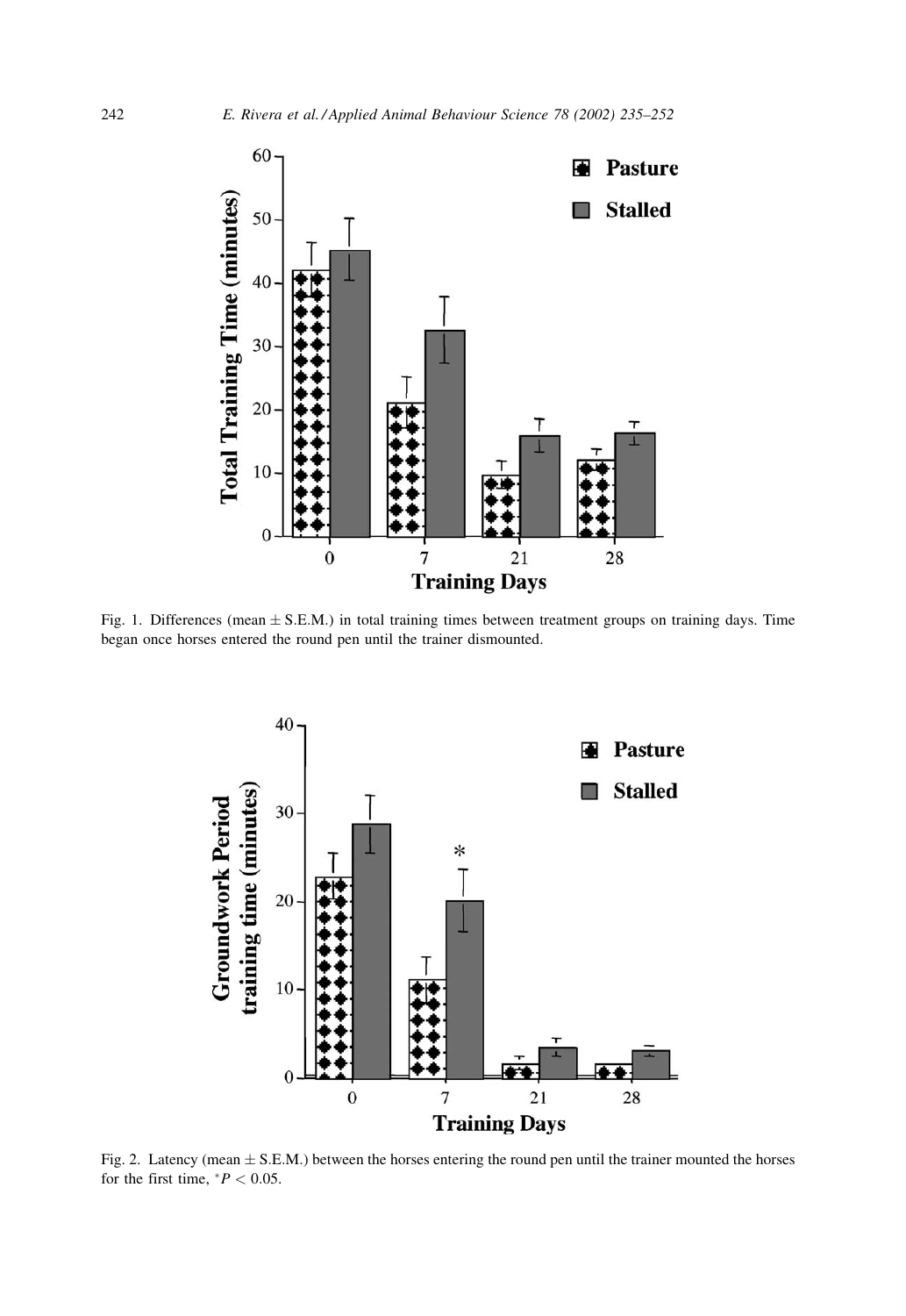Fig. 1. Differences (mean $\pm$ S.E.M.) in total training times between treatment groups on training days. Time began once horses entered the round pen until the trainer dismounted.

Fig. 2. Latency (mean $\pm$ S.E.M.) between the horses entering the round pen until the trainer mounted the horses for the first time, $^{*}P < 0.05$.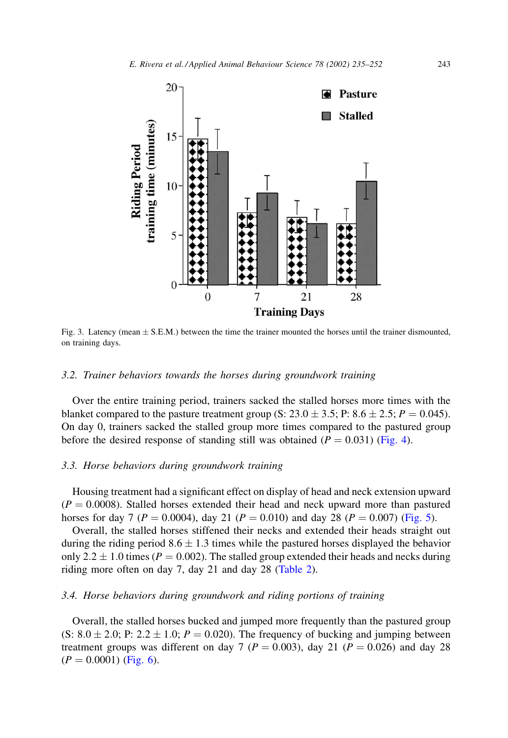Fig. 3. Latency (mean ± S.E.M.) between the time the trainer mounted the horses until the trainer dismounted, on training days.

### 3.2. Trainer behaviors towards the horses during groundwork training

Over the entire training period, trainers sacked the stalled horses more times with the blanket compared to the pasture treatment group (S: $23.0 \pm 3.5$; P: $8.6 \pm 2.5$; $P = 0.045$). On day 0, trainers sacked the stalled group more times compared to the pastured group before the desired response of standing still was obtained ($P = 0.031$) (Fig. 4).

### 3.3. Horse behaviors during groundwork training

Housing treatment had a significant effect on display of head and neck extension upward ($P = 0.0008$). Stalled horses extended their head and neck upward more than pastured horses for day 7 ($P = 0.0004$), day 21 ($P = 0.010$) and day 28 ($P = 0.007$) (Fig. 5).

Overall, the stalled horses stiffened their necks and extended their heads straight out during the riding period $8.6 \pm 1.3$ times while the pastured horses displayed the behavior only $2.2 \pm 1.0$ times ($P = 0.002$). The stalled group extended their heads and necks during riding more often on day 7, day 21 and day 28 (Table 2).

### 3.4. Horse behaviors during groundwork and riding portions of training

Overall, the stalled horses bucked and jumped more frequently than the pastured group (S: $8.0 \pm 2.0$; P: $2.2 \pm 1.0$; $P = 0.020$). The frequency of bucking and jumping between treatment groups was different on day 7 ($P = 0.003$), day 21 ($P = 0.026$) and day 28 ($P = 0.0001$) (Fig. 6).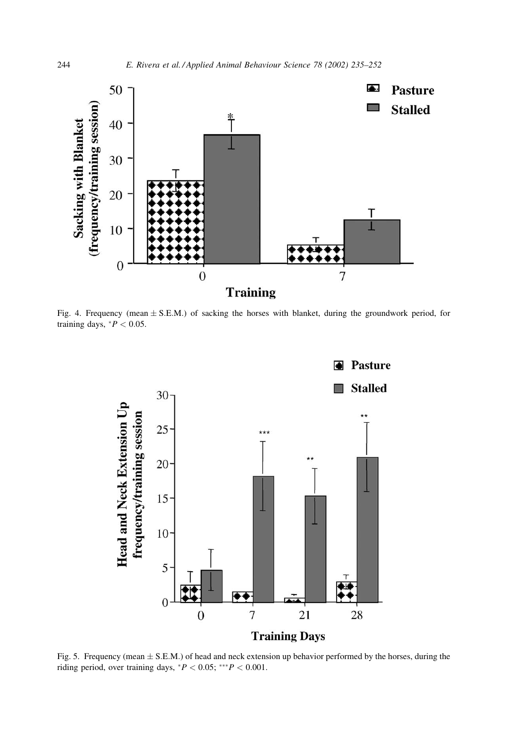Fig. 4. Frequency (mean ± S.E.M.) of sacking the horses with blanket, during the groundwork period, for training days, $^{*}P < 0.05$.

Fig. 5. Frequency (mean ± S.E.M.) of head and neck extension up behavior performed by the horses, during the riding period, over training days, $^{*}P < 0.05$; $^{***}P < 0.001$.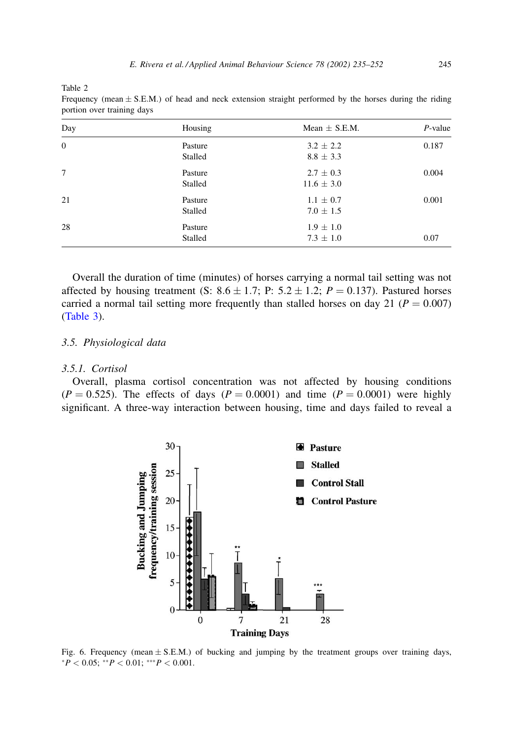Table 2
Frequency (mean ± S.E.M.) of head and neck extension straight performed by the horses during the riding portion over training days

| Day | Housing | Mean ± S.E.M. | *P*-value |
|---|---|---|---|
| 0 | Pasture | 3.2 ± 2.2 | 0.187 |
| | Stalled | 8.8 ± 3.3 | |
| 7 | Pasture | 2.7 ± 0.3 | 0.004 |
| | Stalled | 11.6 ± 3.0 | |
| 21 | Pasture | 1.1 ± 0.7 | 0.001 |
| | Stalled | 7.0 ± 1.5 | |
| 28 | Pasture | 1.9 ± 1.0 | |
| | Stalled | 7.3 ± 1.0 | 0.07 |

Overall the duration of time (minutes) of horses carrying a normal tail setting was not affected by housing treatment (S: $8.6 \pm 1.7$; P: $5.2 \pm 1.2$; $P = 0.137$). Pastured horses carried a normal tail setting more frequently than stalled horses on day 21 ($P = 0.007$) (Table 3).

### 3.5. Physiological data

#### 3.5.1. Cortisol

Overall, plasma cortisol concentration was not affected by housing conditions ($P = 0.525$). The effects of days ($P = 0.0001$) and time ($P = 0.0001$) were highly significant. A three-way interaction between housing, time and days failed to reveal a

Fig. 6. Frequency (mean ± S.E.M.) of bucking and jumping by the treatment groups over training days, $^{*}P < 0.05$; $^{**}P < 0.01$; $^{***}P < 0.001$.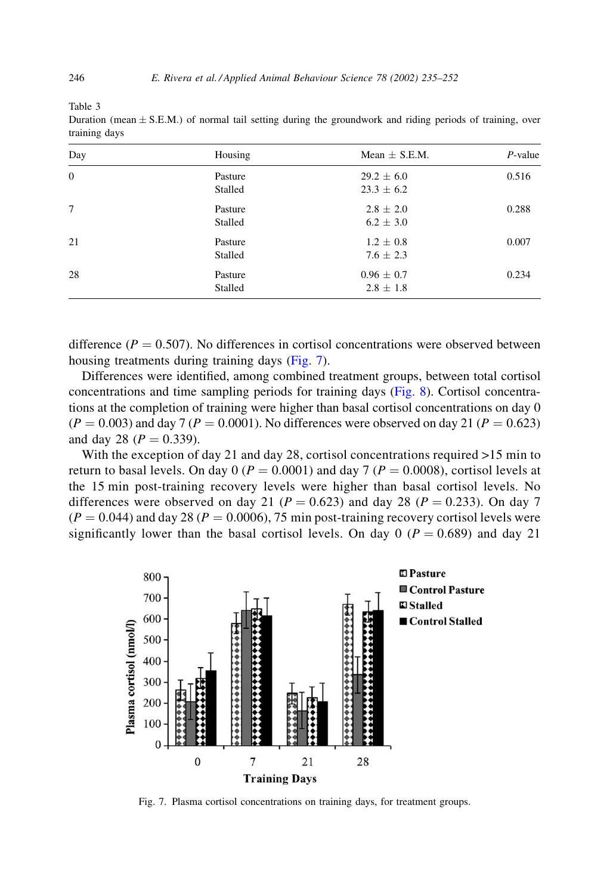Table 3
Duration (mean ± S.E.M.) of normal tail setting during the groundwork and riding periods of training, over training days

| Day | Housing | Mean ± S.E.M. | *P*-value |
| --- | --- | --- | --- |
| 0 | Pasture | 29.2 ± 6.0 | 0.516 |
| | Stalled | 23.3 ± 6.2 | |
| 7 | Pasture | 2.8 ± 2.0 | 0.288 |
| | Stalled | 6.2 ± 3.0 | |
| 21 | Pasture | 1.2 ± 0.8 | 0.007 |
| | Stalled | 7.6 ± 2.3 | |
| 28 | Pasture | 0.96 ± 0.7 | 0.234 |
| | Stalled | 2.8 ± 1.8 | |

difference ($P = 0.507$). No differences in cortisol concentrations were observed between housing treatments during training days (Fig. 7).

Differences were identified, among combined treatment groups, between total cortisol concentrations and time sampling periods for training days (Fig. 8). Cortisol concentrations at the completion of training were higher than basal cortisol concentrations on day 0 ($P = 0.003$) and day 7 ($P = 0.0001$). No differences were observed on day 21 ($P = 0.623$) and day 28 ($P = 0.339$).

With the exception of day 21 and day 28, cortisol concentrations required >15 min to return to basal levels. On day 0 ($P = 0.0001$) and day 7 ($P = 0.0008$), cortisol levels at the 15 min post-training recovery levels were higher than basal cortisol levels. No differences were observed on day 21 ($P = 0.623$) and day 28 ($P = 0.233$). On day 7 ($P = 0.044$) and day 28 ($P = 0.0006$), 75 min post-training recovery cortisol levels were significantly lower than the basal cortisol levels. On day 0 ($P = 0.689$) and day 21

Fig. 7. Plasma cortisol concentrations on training days, for treatment groups.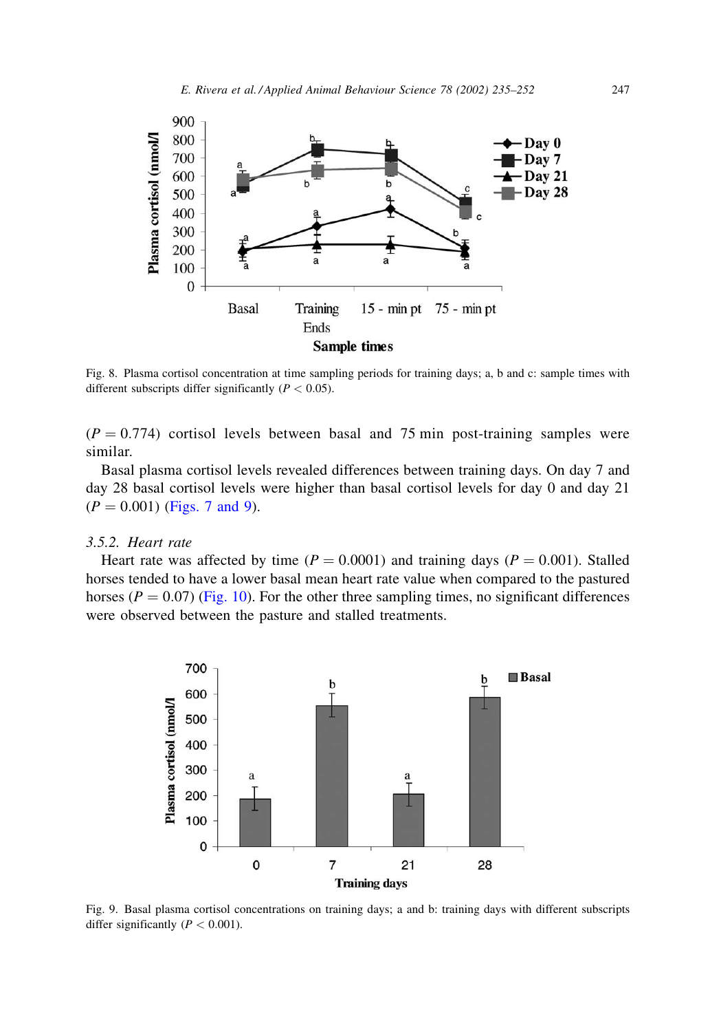Fig. 8. Plasma cortisol concentration at time sampling periods for training days; a, b and c: sample times with different subscripts differ significantly ($P < 0.05$).

($P = 0.774$) cortisol levels between basal and 75 min post-training samples were similar.

Basal plasma cortisol levels revealed differences between training days. On day 7 and day 28 basal cortisol levels were higher than basal cortisol levels for day 0 and day 21 ($P = 0.001$) (Figs. 7 and 9).

### 3.5.2. Heart rate

Heart rate was affected by time ($P = 0.0001$) and training days ($P = 0.001$). Stalled horses tended to have a lower basal mean heart rate value when compared to the pastured horses ($P = 0.07$) (Fig. 10). For the other three sampling times, no significant differences were observed between the pasture and stalled treatments.

Fig. 9. Basal plasma cortisol concentrations on training days; a and b: training days with different subscripts differ significantly ($P < 0.001$).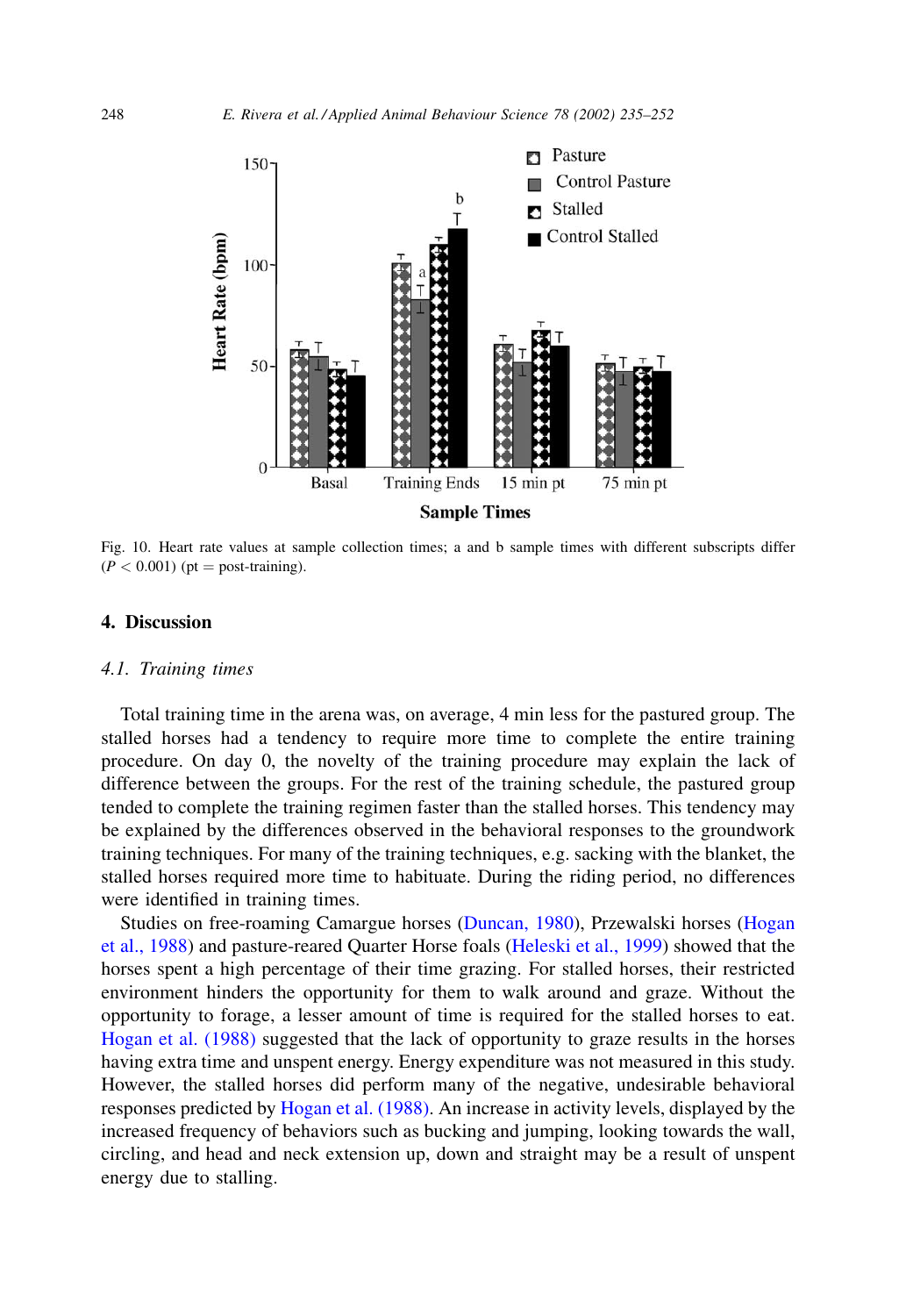Fig. 10. Heart rate values at sample collection times; a and b sample times with different subscripts differ ($P < 0.001$) (pt = post-training).

## 4. Discussion

### *4.1. Training times*

Total training time in the arena was, on average, 4 min less for the pastured group. The stalled horses had a tendency to require more time to complete the entire training procedure. On day 0, the novelty of the training procedure may explain the lack of difference between the groups. For the rest of the training schedule, the pastured group tended to complete the training regimen faster than the stalled horses. This tendency may be explained by the differences observed in the behavioral responses to the groundwork training techniques. For many of the training techniques, e.g. sacking with the blanket, the stalled horses required more time to habituate. During the riding period, no differences were identified in training times.

Studies on free-roaming Camargue horses (Duncan, 1980), Przewalski horses (Hogan et al., 1988) and pasture-reared Quarter Horse foals (Heleski et al., 1999) showed that the horses spent a high percentage of their time grazing. For stalled horses, their restricted environment hinders the opportunity for them to walk around and graze. Without the opportunity to forage, a lesser amount of time is required for the stalled horses to eat. Hogan et al. (1988) suggested that the lack of opportunity to graze results in the horses having extra time and unspent energy. Energy expenditure was not measured in this study. However, the stalled horses did perform many of the negative, undesirable behavioral responses predicted by Hogan et al. (1988). An increase in activity levels, displayed by the increased frequency of behaviors such as bucking and jumping, looking towards the wall, circling, and head and neck extension up, down and straight may be a result of unspent energy due to stalling.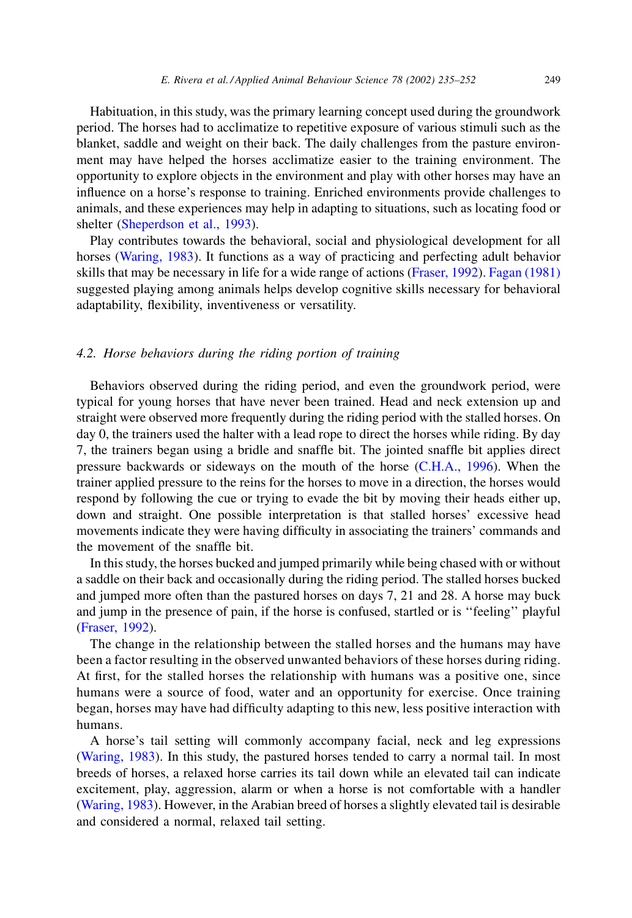Habituation, in this study, was the primary learning concept used during the groundwork period. The horses had to acclimatize to repetitive exposure of various stimuli such as the blanket, saddle and weight on their back. The daily challenges from the pasture environment may have helped the horses acclimatize easier to the training environment. The opportunity to explore objects in the environment and play with other horses may have an influence on a horse's response to training. Enriched environments provide challenges to animals, and these experiences may help in adapting to situations, such as locating food or shelter (Sheperdson et al., 1993).

Play contributes towards the behavioral, social and physiological development for all horses (Waring, 1983). It functions as a way of practicing and perfecting adult behavior skills that may be necessary in life for a wide range of actions (Fraser, 1992). Fagan (1981) suggested playing among animals helps develop cognitive skills necessary for behavioral adaptability, flexibility, inventiveness or versatility.

### 4.2. Horse behaviors during the riding portion of training

Behaviors observed during the riding period, and even the groundwork period, were typical for young horses that have never been trained. Head and neck extension up and straight were observed more frequently during the riding period with the stalled horses. On day 0, the trainers used the halter with a lead rope to direct the horses while riding. By day 7, the trainers began using a bridle and snaffle bit. The jointed snaffle bit applies direct pressure backwards or sideways on the mouth of the horse (C.H.A., 1996). When the trainer applied pressure to the reins for the horses to move in a direction, the horses would respond by following the cue or trying to evade the bit by moving their heads either up, down and straight. One possible interpretation is that stalled horses' excessive head movements indicate they were having difficulty in associating the trainers' commands and the movement of the snaffle bit.

In this study, the horses bucked and jumped primarily while being chased with or without a saddle on their back and occasionally during the riding period. The stalled horses bucked and jumped more often than the pastured horses on days 7, 21 and 28. A horse may buck and jump in the presence of pain, if the horse is confused, startled or is ''feeling'' playful (Fraser, 1992).

The change in the relationship between the stalled horses and the humans may have been a factor resulting in the observed unwanted behaviors of these horses during riding. At first, for the stalled horses the relationship with humans was a positive one, since humans were a source of food, water and an opportunity for exercise. Once training began, horses may have had difficulty adapting to this new, less positive interaction with humans.

A horse's tail setting will commonly accompany facial, neck and leg expressions (Waring, 1983). In this study, the pastured horses tended to carry a normal tail. In most breeds of horses, a relaxed horse carries its tail down while an elevated tail can indicate excitement, play, aggression, alarm or when a horse is not comfortable with a handler (Waring, 1983). However, in the Arabian breed of horses a slightly elevated tail is desirable and considered a normal, relaxed tail setting.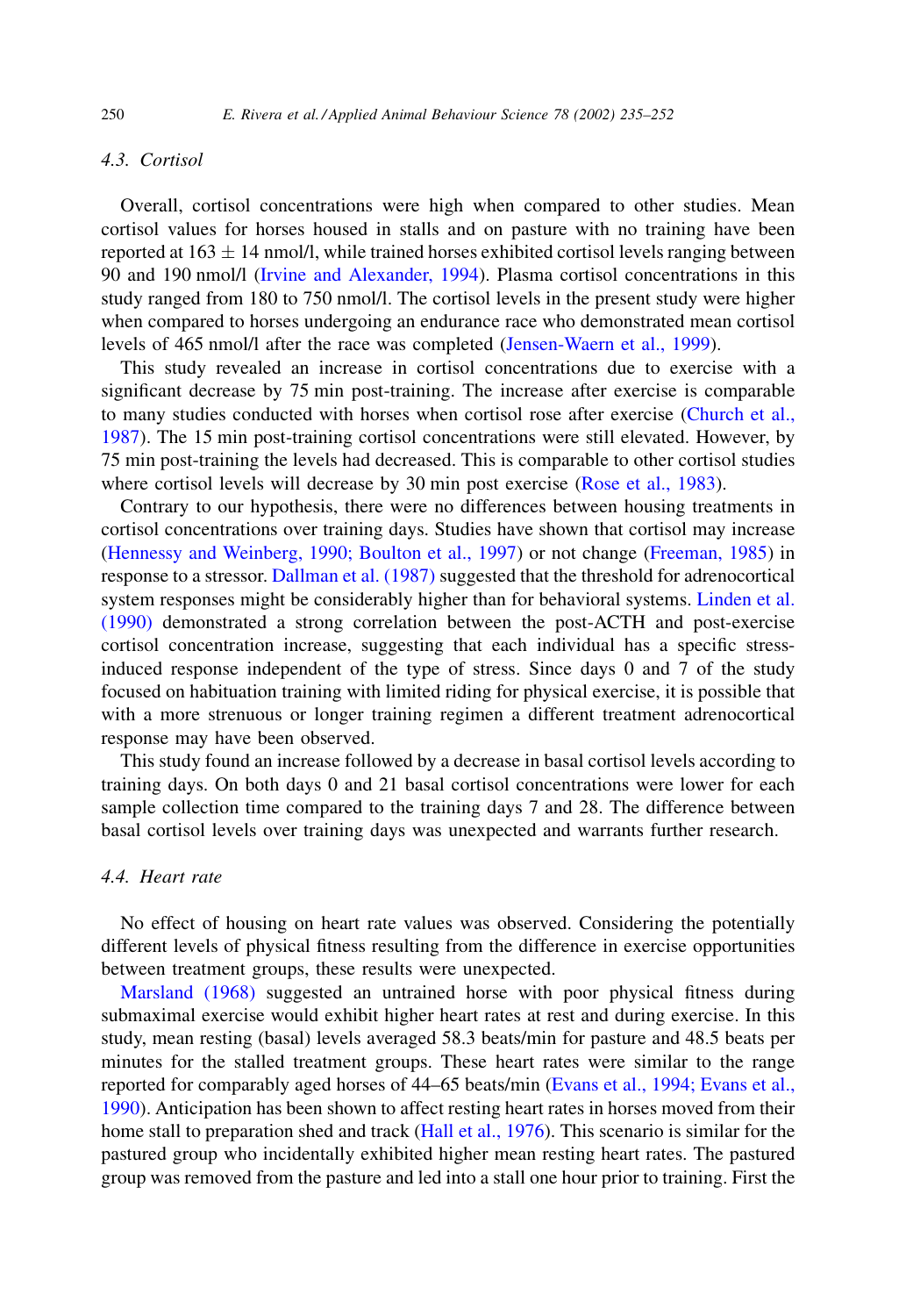### 4.3. Cortisol

Overall, cortisol concentrations were high when compared to other studies. Mean cortisol values for horses housed in stalls and on pasture with no training have been reported at $163 \pm 14$ nmol/l, while trained horses exhibited cortisol levels ranging between 90 and 190 nmol/l (Irvine and Alexander, 1994). Plasma cortisol concentrations in this study ranged from 180 to 750 nmol/l. The cortisol levels in the present study were higher when compared to horses undergoing an endurance race who demonstrated mean cortisol levels of 465 nmol/l after the race was completed (Jensen-Waern et al., 1999).

This study revealed an increase in cortisol concentrations due to exercise with a significant decrease by 75 min post-training. The increase after exercise is comparable to many studies conducted with horses when cortisol rose after exercise (Church et al., 1987). The 15 min post-training cortisol concentrations were still elevated. However, by 75 min post-training the levels had decreased. This is comparable to other cortisol studies where cortisol levels will decrease by 30 min post exercise (Rose et al., 1983).

Contrary to our hypothesis, there were no differences between housing treatments in cortisol concentrations over training days. Studies have shown that cortisol may increase (Hennessy and Weinberg, 1990; Boulton et al., 1997) or not change (Freeman, 1985) in response to a stressor. Dallman et al. (1987) suggested that the threshold for adrenocortical system responses might be considerably higher than for behavioral systems. Linden et al. (1990) demonstrated a strong correlation between the post-ACTH and post-exercise cortisol concentration increase, suggesting that each individual has a specific stress-induced response independent of the type of stress. Since days 0 and 7 of the study focused on habituation training with limited riding for physical exercise, it is possible that with a more strenuous or longer training regimen a different treatment adrenocortical response may have been observed.

This study found an increase followed by a decrease in basal cortisol levels according to training days. On both days 0 and 21 basal cortisol concentrations were lower for each sample collection time compared to the training days 7 and 28. The difference between basal cortisol levels over training days was unexpected and warrants further research.

### 4.4. Heart rate

No effect of housing on heart rate values was observed. Considering the potentially different levels of physical fitness resulting from the difference in exercise opportunities between treatment groups, these results were unexpected.

Marsland (1968) suggested an untrained horse with poor physical fitness during submaximal exercise would exhibit higher heart rates at rest and during exercise. In this study, mean resting (basal) levels averaged 58.3 beats/min for pasture and 48.5 beats per minutes for the stalled treatment groups. These heart rates were similar to the range reported for comparably aged horses of 44–65 beats/min (Evans et al., 1994; Evans et al., 1990). Anticipation has been shown to affect resting heart rates in horses moved from their home stall to preparation shed and track (Hall et al., 1976). This scenario is similar for the pastured group who incidentally exhibited higher mean resting heart rates. The pastured group was removed from the pasture and led into a stall one hour prior to training. First the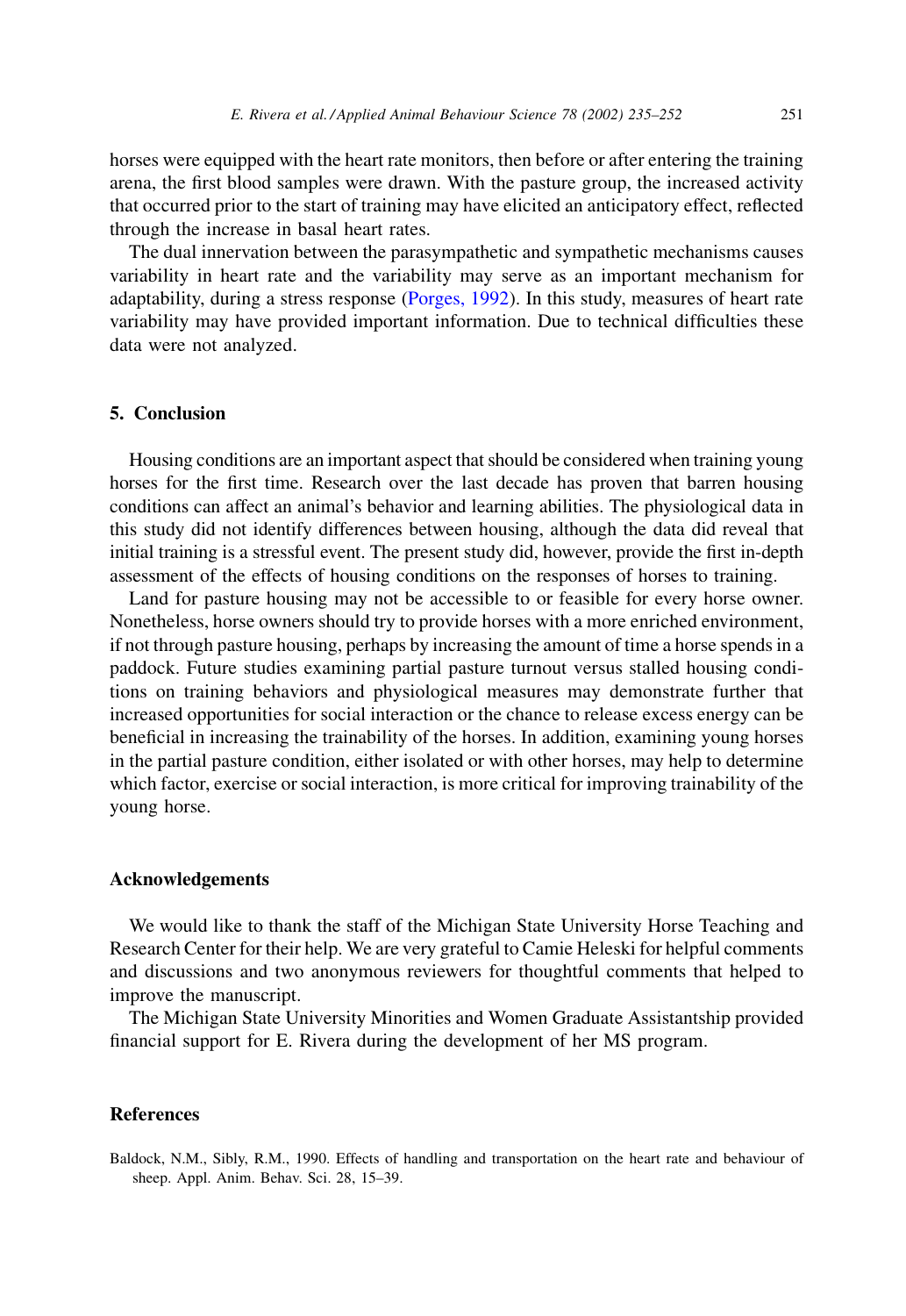horses were equipped with the heart rate monitors, then before or after entering the training arena, the first blood samples were drawn. With the pasture group, the increased activity that occurred prior to the start of training may have elicited an anticipatory effect, reflected through the increase in basal heart rates.

The dual innervation between the parasympathetic and sympathetic mechanisms causes variability in heart rate and the variability may serve as an important mechanism for adaptability, during a stress response (Porges, 1992). In this study, measures of heart rate variability may have provided important information. Due to technical difficulties these data were not analyzed.

## 5. Conclusion

Housing conditions are an important aspect that should be considered when training young horses for the first time. Research over the last decade has proven that barren housing conditions can affect an animal's behavior and learning abilities. The physiological data in this study did not identify differences between housing, although the data did reveal that initial training is a stressful event. The present study did, however, provide the first in-depth assessment of the effects of housing conditions on the responses of horses to training.

Land for pasture housing may not be accessible to or feasible for every horse owner. Nonetheless, horse owners should try to provide horses with a more enriched environment, if not through pasture housing, perhaps by increasing the amount of time a horse spends in a paddock. Future studies examining partial pasture turnout versus stalled housing conditions on training behaviors and physiological measures may demonstrate further that increased opportunities for social interaction or the chance to release excess energy can be beneficial in increasing the trainability of the horses. In addition, examining young horses in the partial pasture condition, either isolated or with other horses, may help to determine which factor, exercise or social interaction, is more critical for improving trainability of the young horse.

## Acknowledgements

We would like to thank the staff of the Michigan State University Horse Teaching and Research Center for their help. We are very grateful to Camie Heleski for helpful comments and discussions and two anonymous reviewers for thoughtful comments that helped to improve the manuscript.

The Michigan State University Minorities and Women Graduate Assistantship provided financial support for E. Rivera during the development of her MS program.

## References

Baldock, N.M., Sibly, R.M., 1990. Effects of handling and transportation on the heart rate and behaviour of sheep. Appl. Anim. Behav. Sci. 28, 15–39.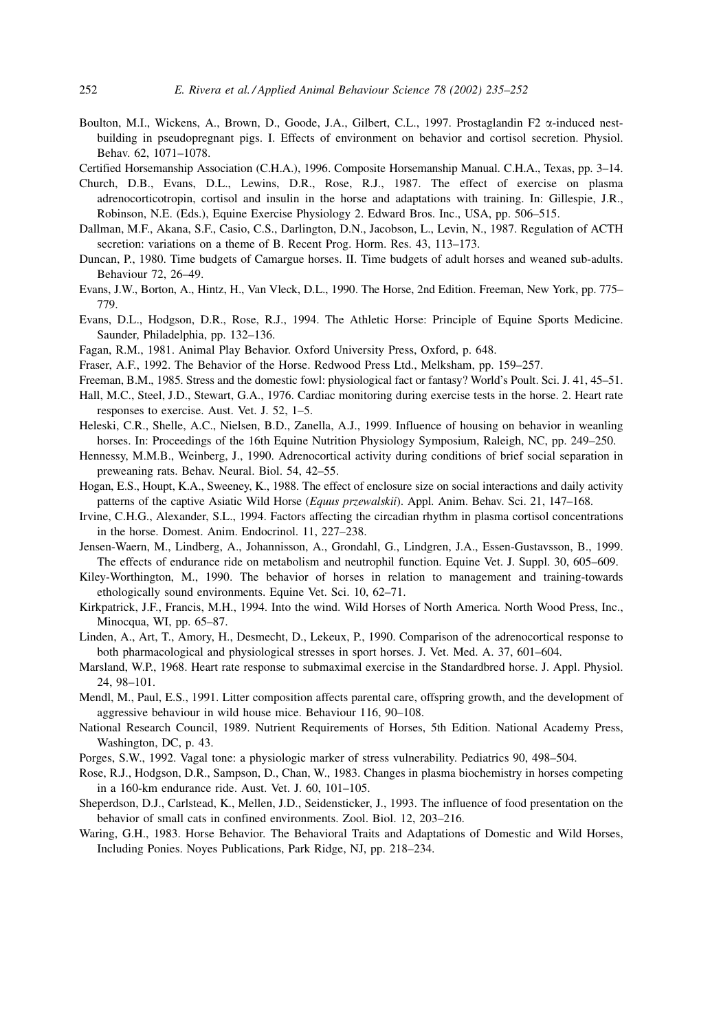Boulton, M.I., Wickens, A., Brown, D., Goode, J.A., Gilbert, C.L., 1997. Prostaglandin F2 α-induced nest-building in pseudopregnant pigs. I. Effects of environment on behavior and cortisol secretion. Physiol. Behav. 62, 1071–1078.

Certified Horsemanship Association (C.H.A.), 1996. Composite Horsemanship Manual. C.H.A., Texas, pp. 3–14.

Church, D.B., Evans, D.L., Lewins, D.R., Rose, R.J., 1987. The effect of exercise on plasma adrenocorticotropin, cortisol and insulin in the horse and adaptations with training. In: Gillespie, J.R., Robinson, N.E. (Eds.), Equine Exercise Physiology 2. Edward Bros. Inc., USA, pp. 506–515.

Dallman, M.F., Akana, S.F., Casio, C.S., Darlington, D.N., Jacobson, L., Levin, N., 1987. Regulation of ACTH secretion: variations on a theme of B. Recent Prog. Horm. Res. 43, 113–173.

Duncan, P., 1980. Time budgets of Camargue horses. II. Time budgets of adult horses and weaned sub-adults. Behaviour 72, 26–49.

Evans, J.W., Borton, A., Hintz, H., Van Vleck, D.L., 1990. The Horse, 2nd Edition. Freeman, New York, pp. 775–779.

Evans, D.L., Hodgson, D.R., Rose, R.J., 1994. The Athletic Horse: Principle of Equine Sports Medicine. Saunder, Philadelphia, pp. 132–136.

Fagan, R.M., 1981. Animal Play Behavior. Oxford University Press, Oxford, p. 648.

Fraser, A.F., 1992. The Behavior of the Horse. Redwood Press Ltd., Melksham, pp. 159–257.

Freeman, B.M., 1985. Stress and the domestic fowl: physiological fact or fantasy? World's Poult. Sci. J. 41, 45–51.

Hall, M.C., Steel, J.D., Stewart, G.A., 1976. Cardiac monitoring during exercise tests in the horse. 2. Heart rate responses to exercise. Aust. Vet. J. 52, 1–5.

Heleski, C.R., Shelle, A.C., Nielsen, B.D., Zanella, A.J., 1999. Influence of housing on behavior in weanling horses. In: Proceedings of the 16th Equine Nutrition Physiology Symposium, Raleigh, NC, pp. 249–250.

Hennessy, M.M.B., Weinberg, J., 1990. Adrenocortical activity during conditions of brief social separation in preweaning rats. Behav. Neural. Biol. 54, 42–55.

Hogan, E.S., Houpt, K.A., Sweeney, K., 1988. The effect of enclosure size on social interactions and daily activity patterns of the captive Asiatic Wild Horse (*Equus przewalskii*). Appl. Anim. Behav. Sci. 21, 147–168.

Irvine, C.H.G., Alexander, S.L., 1994. Factors affecting the circadian rhythm in plasma cortisol concentrations in the horse. Domest. Anim. Endocrinol. 11, 227–238.

Jensen-Waern, M., Lindberg, A., Johannisson, A., Grondahl, G., Lindgren, J.A., Essen-Gustavsson, B., 1999. The effects of endurance ride on metabolism and neutrophil function. Equine Vet. J. Suppl. 30, 605–609.

Kiley-Worthington, M., 1990. The behavior of horses in relation to management and training-towards ethologically sound environments. Equine Vet. Sci. 10, 62–71.

Kirkpatrick, J.F., Francis, M.H., 1994. Into the wind. Wild Horses of North America. North Wood Press, Inc., Minocqua, WI, pp. 65–87.

Linden, A., Art, T., Amory, H., Desmecht, D., Lekeux, P., 1990. Comparison of the adrenocortical response to both pharmacological and physiological stresses in sport horses. J. Vet. Med. A. 37, 601–604.

Marsland, W.P., 1968. Heart rate response to submaximal exercise in the Standardbred horse. J. Appl. Physiol. 24, 98–101.

Mendl, M., Paul, E.S., 1991. Litter composition affects parental care, offspring growth, and the development of aggressive behaviour in wild house mice. Behaviour 116, 90–108.

National Research Council, 1989. Nutrient Requirements of Horses, 5th Edition. National Academy Press, Washington, DC, p. 43.

Porges, S.W., 1992. Vagal tone: a physiologic marker of stress vulnerability. Pediatrics 90, 498–504.

Rose, R.J., Hodgson, D.R., Sampson, D., Chan, W., 1983. Changes in plasma biochemistry in horses competing in a 160-km endurance ride. Aust. Vet. J. 60, 101–105.

Sheperdson, D.J., Carlstead, K., Mellen, J.D., Seidensticker, J., 1993. The influence of food presentation on the behavior of small cats in confined environments. Zool. Biol. 12, 203–216.

Waring, G.H., 1983. Horse Behavior. The Behavioral Traits and Adaptations of Domestic and Wild Horses, Including Ponies. Noyes Publications, Park Ridge, NJ, pp. 218–234.